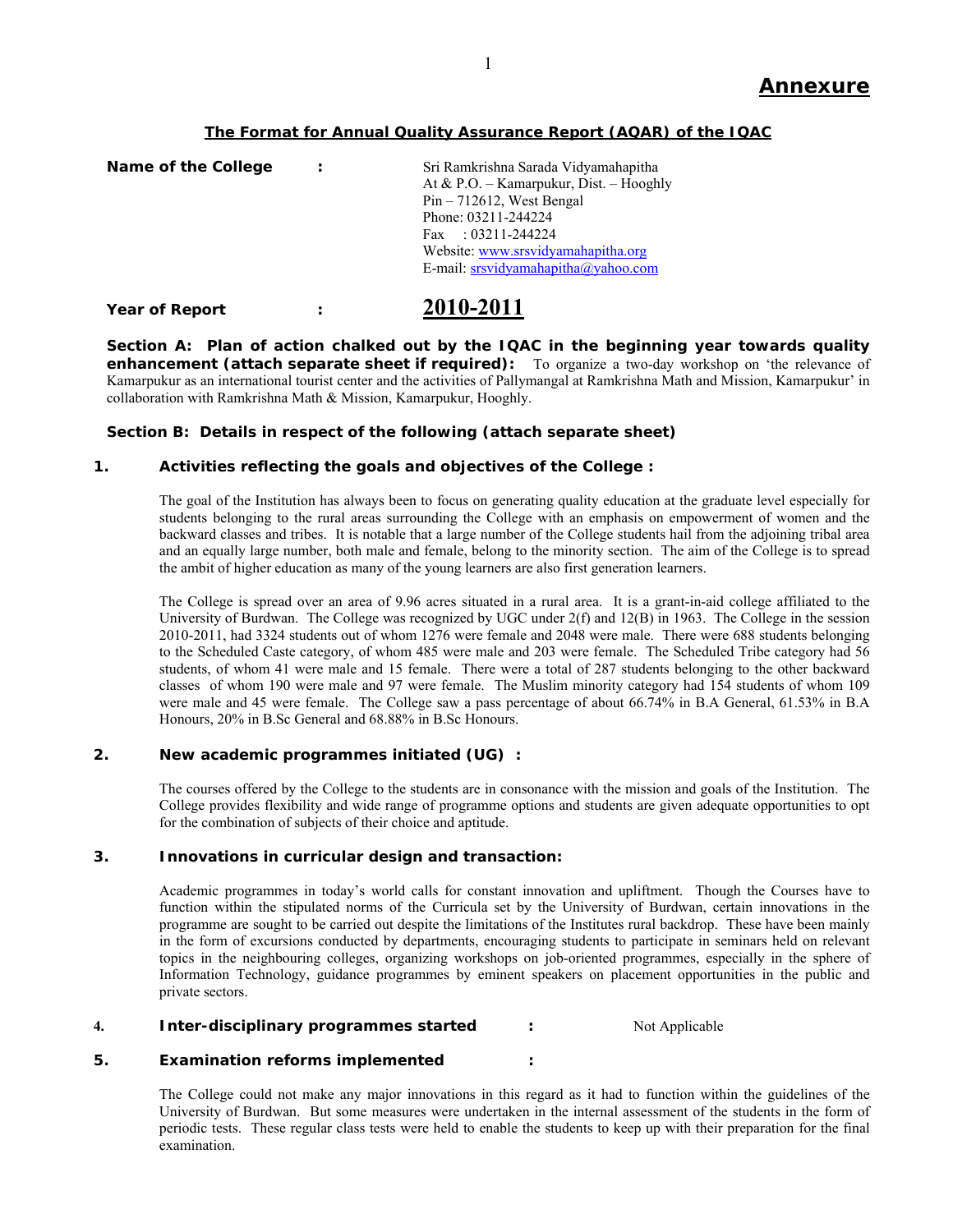# Annexure

## The Format for Annual Quality Assurance Report (AQAR) of the IQAC

**Name of the College** : Sri Ramkrishna Sarada Vidyamahapitha
At & P.O. – Kamarpukur, Dist. – Hooghly
Pin – 712612, West Bengal
Phone: 03211-244224
Fax : 03211-244224
Website: www.srsvidyamahapitha.org
E-mail: srsvidyamahapitha@yahoo.com

**Year of Report** : **2010-2011**

**Section A: Plan of action chalked out by the IQAC in the beginning year towards quality enhancement (attach separate sheet if required):** To organize a two-day workshop on 'the relevance of Kamarpukur as an international tourist center and the activities of Pallymangal at Ramkrishna Math and Mission, Kamarpukur' in collaboration with Ramkrishna Math & Mission, Kamarpukur, Hooghly.

**Section B: Details in respect of the following (attach separate sheet)**

### 1. Activities reflecting the goals and objectives of the College :

The goal of the Institution has always been to focus on generating quality education at the graduate level especially for students belonging to the rural areas surrounding the College with an emphasis on empowerment of women and the backward classes and tribes. It is notable that a large number of the College students hail from the adjoining tribal area and an equally large number, both male and female, belong to the minority section. The aim of the College is to spread the ambit of higher education as many of the young learners are also first generation learners.

The College is spread over an area of 9.96 acres situated in a rural area. It is a grant-in-aid college affiliated to the University of Burdwan. The College was recognized by UGC under 2(f) and 12(B) in 1963. The College in the session 2010-2011, had 3324 students out of whom 1276 were female and 2048 were male. There were 688 students belonging to the Scheduled Caste category, of whom 485 were male and 203 were female. The Scheduled Tribe category had 56 students, of whom 41 were male and 15 female. There were a total of 287 students belonging to the other backward classes of whom 190 were male and 97 were female. The Muslim minority category had 154 students of whom 109 were male and 45 were female. The College saw a pass percentage of about 66.74% in B.A General, 61.53% in B.A Honours, 20% in B.Sc General and 68.88% in B.Sc Honours.

### 2. New academic programmes initiated (UG) :

The courses offered by the College to the students are in consonance with the mission and goals of the Institution. The College provides flexibility and wide range of programme options and students are given adequate opportunities to opt for the combination of subjects of their choice and aptitude.

### 3. Innovations in curricular design and transaction:

Academic programmes in today's world calls for constant innovation and upliftment. Though the Courses have to function within the stipulated norms of the Curricula set by the University of Burdwan, certain innovations in the programme are sought to be carried out despite the limitations of the Institutes rural backdrop. These have been mainly in the form of excursions conducted by departments, encouraging students to participate in seminars held on relevant topics in the neighbouring colleges, organizing workshops on job-oriented programmes, especially in the sphere of Information Technology, guidance programmes by eminent speakers on placement opportunities in the public and private sectors.

### 4. Inter-disciplinary programmes started : Not Applicable

### 5. Examination reforms implemented :

The College could not make any major innovations in this regard as it had to function within the guidelines of the University of Burdwan. But some measures were undertaken in the internal assessment of the students in the form of periodic tests. These regular class tests were held to enable the students to keep up with their preparation for the final examination.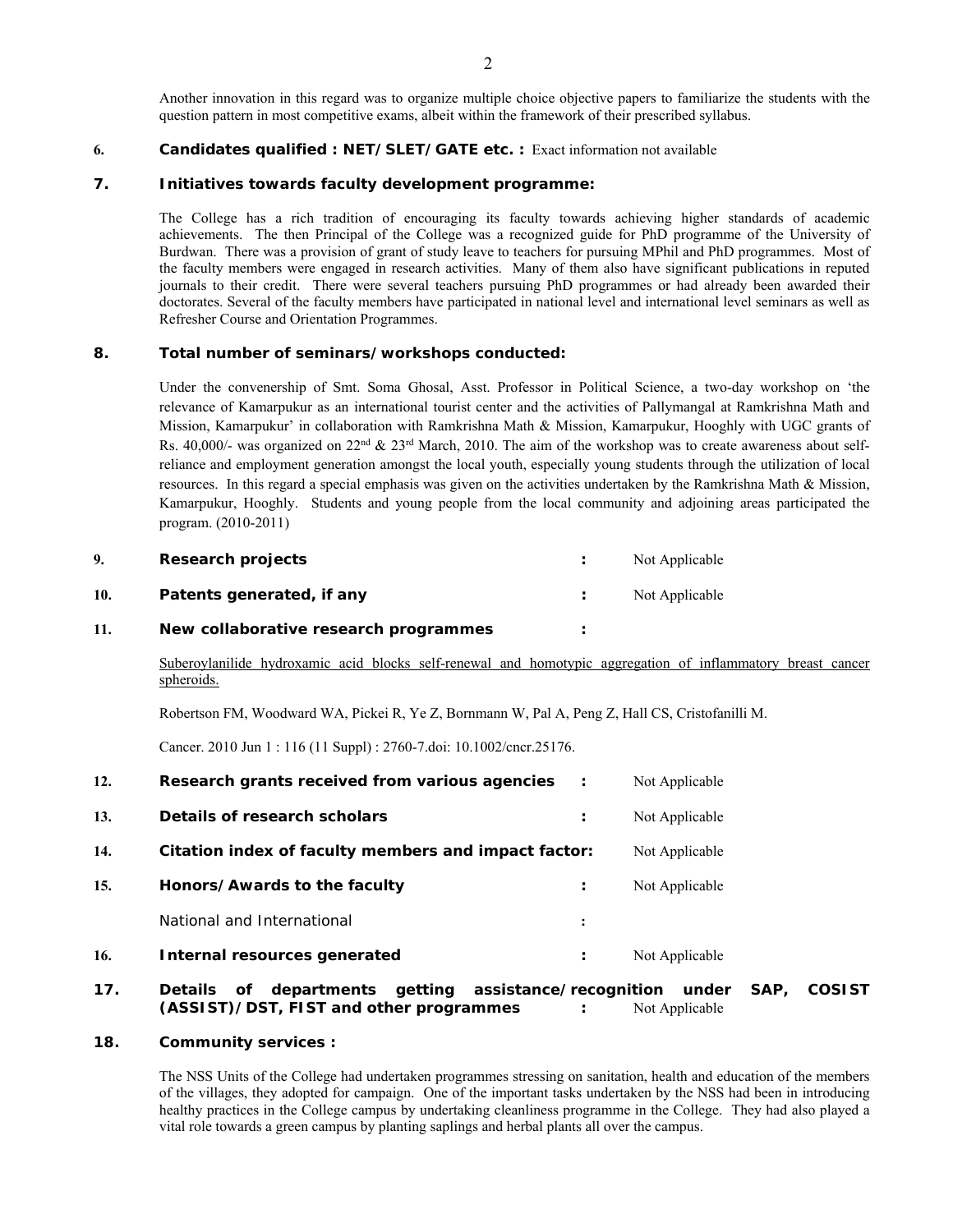Another innovation in this regard was to organize multiple choice objective papers to familiarize the students with the question pattern in most competitive exams, albeit within the framework of their prescribed syllabus.

**6. Candidates qualified : NET/SLET/GATE etc. :** Exact information not available

**7. Initiatives towards faculty development programme:**

The College has a rich tradition of encouraging its faculty towards achieving higher standards of academic achievements. The then Principal of the College was a recognized guide for PhD programme of the University of Burdwan. There was a provision of grant of study leave to teachers for pursuing MPhil and PhD programmes. Most of the faculty members were engaged in research activities. Many of them also have significant publications in reputed journals to their credit. There were several teachers pursuing PhD programmes or had already been awarded their doctorates. Several of the faculty members have participated in national level and international level seminars as well as Refresher Course and Orientation Programmes.

**8. Total number of seminars/workshops conducted:**

Under the convenership of Smt. Soma Ghosal, Asst. Professor in Political Science, a two-day workshop on 'the relevance of Kamarpukur as an international tourist center and the activities of Pallymangal at Ramkrishna Math and Mission, Kamarpukur' in collaboration with Ramkrishna Math & Mission, Kamarpukur, Hooghly with UGC grants of Rs. 40,000/- was organized on 22nd & 23rd March, 2010. The aim of the workshop was to create awareness about self-reliance and employment generation amongst the local youth, especially young students through the utilization of local resources. In this regard a special emphasis was given on the activities undertaken by the Ramkrishna Math & Mission, Kamarpukur, Hooghly. Students and young people from the local community and adjoining areas participated the program. (2010-2011)

**9. Research projects :** Not Applicable

**10. Patents generated, if any :** Not Applicable

**11. New collaborative research programmes :**

Suberoylanilide hydroxamic acid blocks self-renewal and homotypic aggregation of inflammatory breast cancer spheroids.

Robertson FM, Woodward WA, Pickei R, Ye Z, Bornmann W, Pal A, Peng Z, Hall CS, Cristofanilli M.

Cancer. 2010 Jun 1 : 116 (11 Suppl) : 2760-7.doi: 10.1002/cncr.25176.

**12. Research grants received from various agencies :** Not Applicable

**13. Details of research scholars :** Not Applicable

**14. Citation index of faculty members and impact factor:** Not Applicable

**15. Honors/Awards to the faculty :** Not Applicable

National and International :

**16. Internal resources generated :** Not Applicable

**17. Details of departments getting assistance/recognition under SAP, COSIST (ASSIST)/DST, FIST and other programmes :** Not Applicable

**18. Community services :**

The NSS Units of the College had undertaken programmes stressing on sanitation, health and education of the members of the villages, they adopted for campaign. One of the important tasks undertaken by the NSS had been in introducing healthy practices in the College campus by undertaking cleanliness programme in the College. They had also played a vital role towards a green campus by planting saplings and herbal plants all over the campus.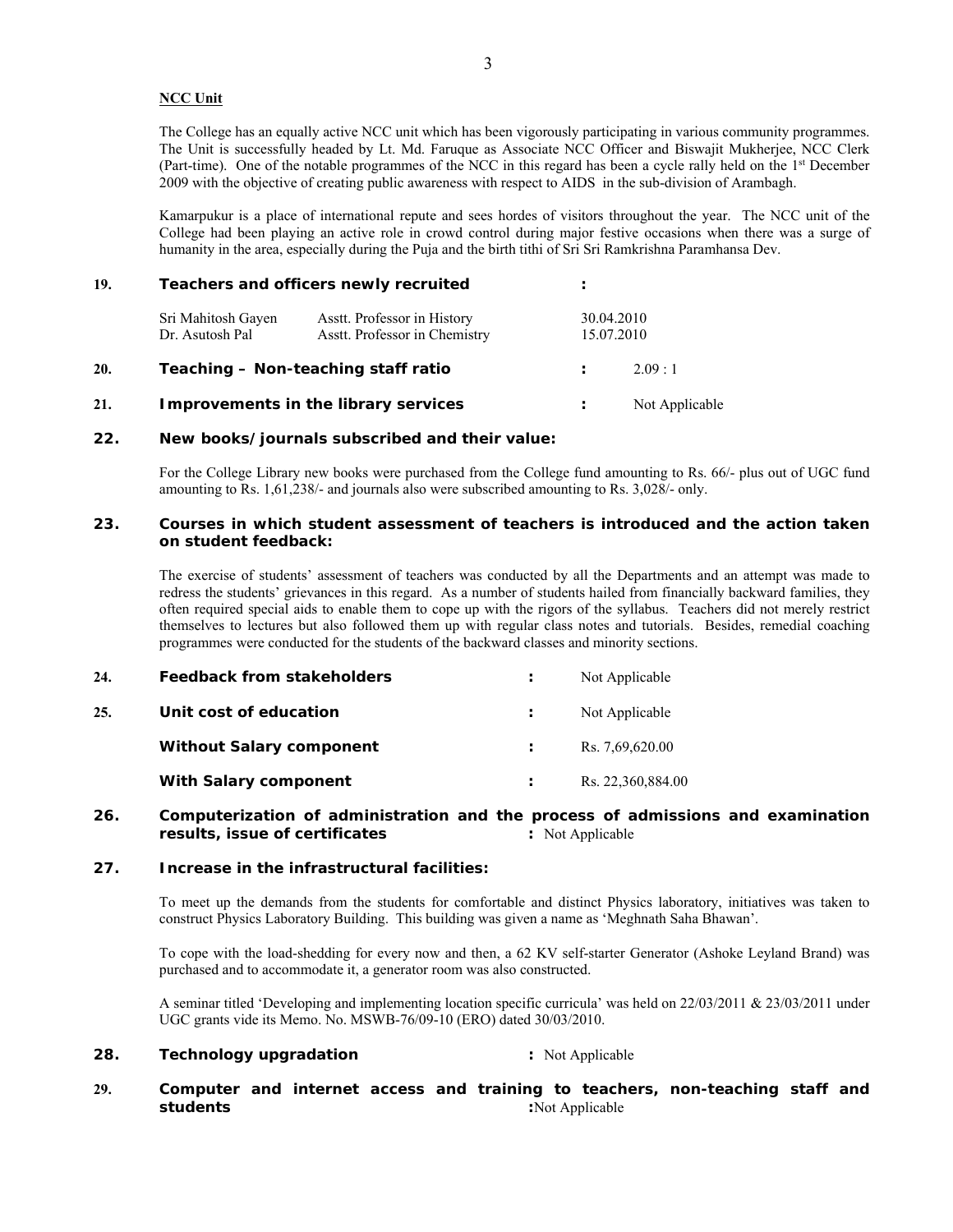**NCC Unit**

The College has an equally active NCC unit which has been vigorously participating in various community programmes. The Unit is successfully headed by Lt. Md. Faruque as Associate NCC Officer and Biswajit Mukherjee, NCC Clerk (Part-time). One of the notable programmes of the NCC in this regard has been a cycle rally held on the 1st December 2009 with the objective of creating public awareness with respect to AIDS in the sub-division of Arambagh.

Kamarpukur is a place of international repute and sees hordes of visitors throughout the year. The NCC unit of the College had been playing an active role in crowd control during major festive occasions when there was a surge of humanity in the area, especially during the Puja and the birth tithi of Sri Sri Ramkrishna Paramhansa Dev.

**19. Teachers and officers newly recruited :**

| | | |
|---|---|---|
| Sri Mahitosh Gayen | Asstt. Professor in History | 30.04.2010 |
| Dr. Asutosh Pal | Asstt. Professor in Chemistry | 15.07.2010 |

**20. Teaching – Non-teaching staff ratio :** 2.09 : 1

**21. Improvements in the library services :** Not Applicable

**22. New books/journals subscribed and their value:**

For the College Library new books were purchased from the College fund amounting to Rs. 66/- plus out of UGC fund amounting to Rs. 1,61,238/- and journals also were subscribed amounting to Rs. 3,028/- only.

**23. Courses in which student assessment of teachers is introduced and the action taken on student feedback:**

The exercise of students' assessment of teachers was conducted by all the Departments and an attempt was made to redress the students' grievances in this regard. As a number of students hailed from financially backward families, they often required special aids to enable them to cope up with the rigors of the syllabus. Teachers did not merely restrict themselves to lectures but also followed them up with regular class notes and tutorials. Besides, remedial coaching programmes were conducted for the students of the backward classes and minority sections.

**24. Feedback from stakeholders :** Not Applicable

**25. Unit cost of education :** Not Applicable

**Without Salary component :** Rs. 7,69,620.00

**With Salary component :** Rs. 22,360,884.00

**26. Computerization of administration and the process of admissions and examination results, issue of certificates :** Not Applicable

**27. Increase in the infrastructural facilities:**

To meet up the demands from the students for comfortable and distinct Physics laboratory, initiatives was taken to construct Physics Laboratory Building. This building was given a name as 'Meghnath Saha Bhawan'.

To cope with the load-shedding for every now and then, a 62 KV self-starter Generator (Ashoke Leyland Brand) was purchased and to accommodate it, a generator room was also constructed.

A seminar titled 'Developing and implementing location specific curricula' was held on 22/03/2011 & 23/03/2011 under UGC grants vide its Memo. No. MSWB-76/09-10 (ERO) dated 30/03/2010.

**28. Technology upgradation :** Not Applicable

**29. Computer and internet access and training to teachers, non-teaching staff and students :**Not Applicable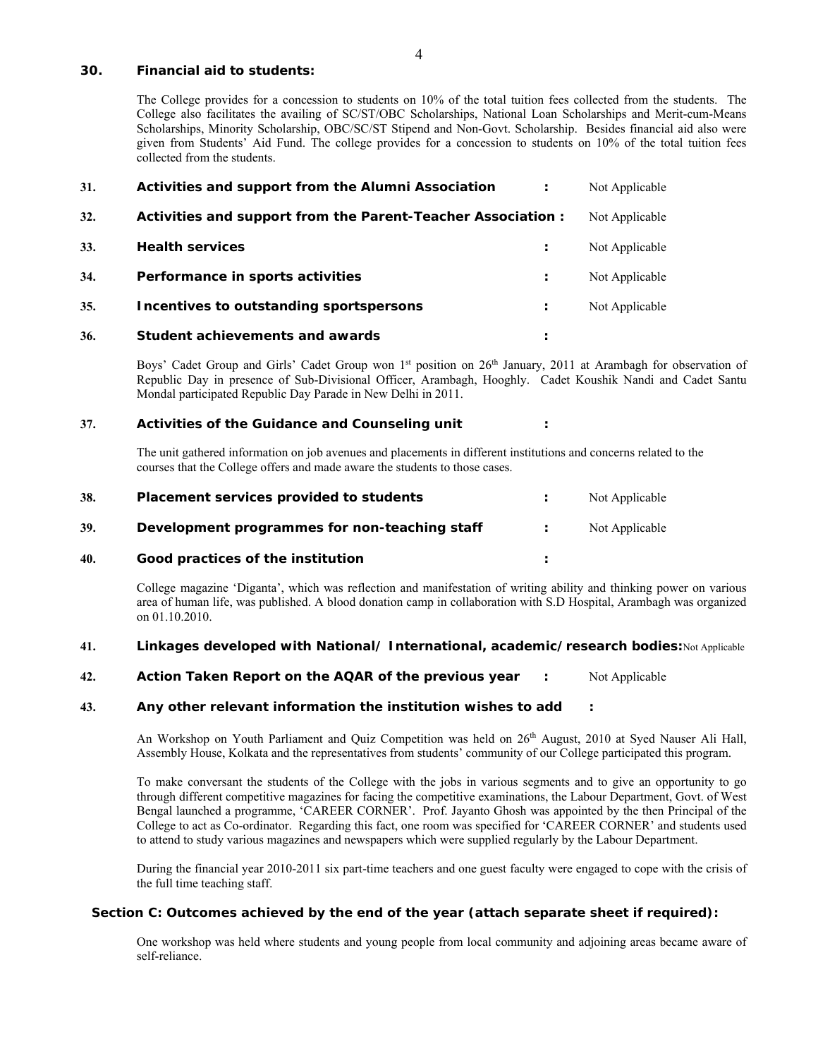**30. Financial aid to students:**

The College provides for a concession to students on 10% of the total tuition fees collected from the students. The College also facilitates the availing of SC/ST/OBC Scholarships, National Loan Scholarships and Merit-cum-Means Scholarships, Minority Scholarship, OBC/SC/ST Stipend and Non-Govt. Scholarship. Besides financial aid also were given from Students' Aid Fund. The college provides for a concession to students on 10% of the total tuition fees collected from the students.

**31. Activities and support from the Alumni Association :** Not Applicable

**32. Activities and support from the Parent-Teacher Association :** Not Applicable

**33. Health services :** Not Applicable

**34. Performance in sports activities :** Not Applicable

**35. Incentives to outstanding sportspersons :** Not Applicable

**36. Student achievements and awards :**

Boys' Cadet Group and Girls' Cadet Group won 1st position on 26th January, 2011 at Arambagh for observation of Republic Day in presence of Sub-Divisional Officer, Arambagh, Hooghly. Cadet Koushik Nandi and Cadet Santu Mondal participated Republic Day Parade in New Delhi in 2011.

**37. Activities of the Guidance and Counseling unit :**

The unit gathered information on job avenues and placements in different institutions and concerns related to the courses that the College offers and made aware the students to those cases.

**38. Placement services provided to students :** Not Applicable

**39. Development programmes for non-teaching staff :** Not Applicable

**40. Good practices of the institution :**

College magazine 'Diganta', which was reflection and manifestation of writing ability and thinking power on various area of human life, was published. A blood donation camp in collaboration with S.D Hospital, Arambagh was organized on 01.10.2010.

**41. Linkages developed with National/ International, academic/research bodies:** Not Applicable

**42. Action Taken Report on the AQAR of the previous year :** Not Applicable

**43. Any other relevant information the institution wishes to add :**

An Workshop on Youth Parliament and Quiz Competition was held on 26th August, 2010 at Syed Nauser Ali Hall, Assembly House, Kolkata and the representatives from students' community of our College participated this program.

To make conversant the students of the College with the jobs in various segments and to give an opportunity to go through different competitive magazines for facing the competitive examinations, the Labour Department, Govt. of West Bengal launched a programme, 'CAREER CORNER'. Prof. Jayanto Ghosh was appointed by the then Principal of the College to act as Co-ordinator. Regarding this fact, one room was specified for 'CAREER CORNER' and students used to attend to study various magazines and newspapers which were supplied regularly by the Labour Department.

During the financial year 2010-2011 six part-time teachers and one guest faculty were engaged to cope with the crisis of the full time teaching staff.

**Section C: Outcomes achieved by the end of the year (attach separate sheet if required):**

One workshop was held where students and young people from local community and adjoining areas became aware of self-reliance.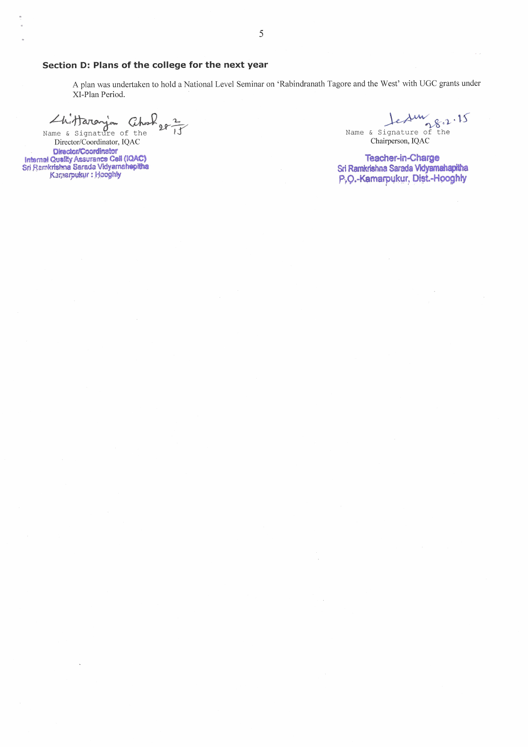### Section D: Plans of the college for the next year

A plan was undertaken to hold a National Level Seminar on 'Rabindranath Tagore and the West' with UGC grants under XI-Plan Period.

Chittaranjan Ghosh 28-2-15

Name & Signature of the
Director/Coordinator, IQAC

Director/Coordinator
Internal Quality Assurance Cell (IQAC)
Sri Ramkrishna Sarada Vidyamahapitha
Kamarpukur : Hooghly

28.2.15

Name & Signature of the
Chairperson, IQAC

Teacher-in-Charge
Sri Ramkrishna Sarada Vidyamahapitha
P.O.-Kamarpukur, Dist.-Hooghly